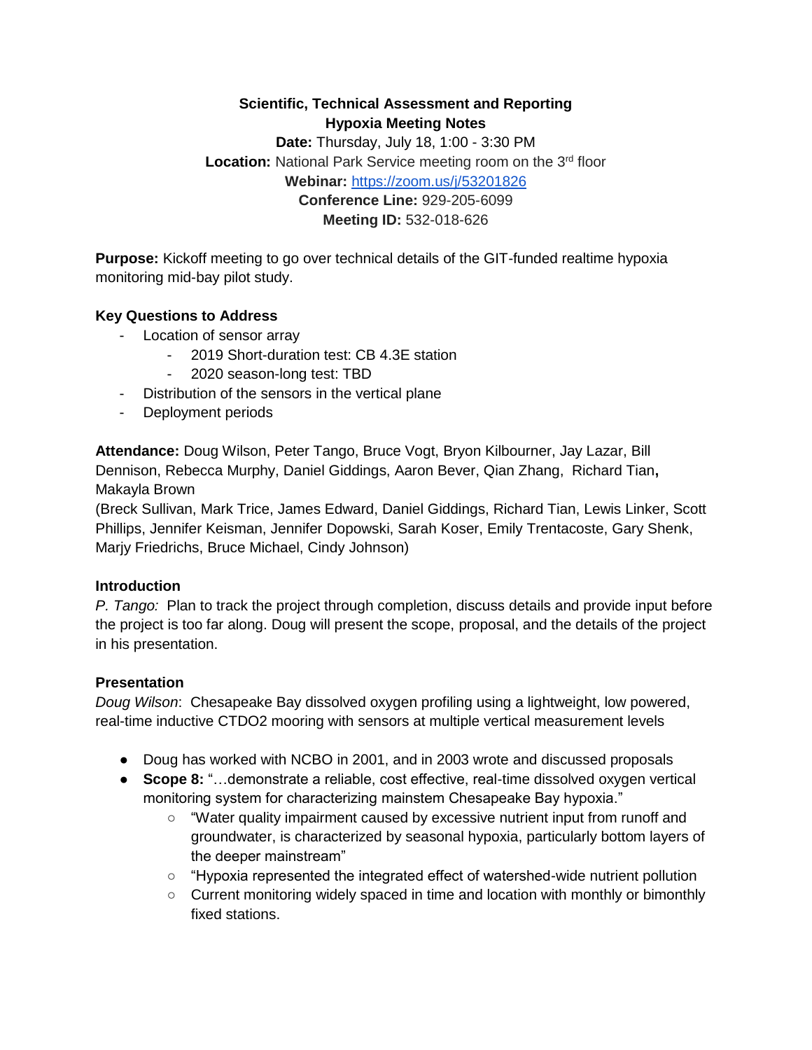**Scientific, Technical Assessment and Reporting**
**Hypoxia Meeting Notes**

**Date:** Thursday, July 18, 1:00 - 3:30 PM
**Location:** National Park Service meeting room on the 3rd floor
**Webinar:** [https://zoom.us/j/53201826](https://zoom.us/j/53201826)
**Conference Line:** 929-205-6099
**Meeting ID:** 532-018-626

**Purpose:** Kickoff meeting to go over technical details of the GIT-funded realtime hypoxia monitoring mid-bay pilot study.

**Key Questions to Address**

- Location of sensor array
    - 2019 Short-duration test: CB 4.3E station
    - 2020 season-long test: TBD
- Distribution of the sensors in the vertical plane
- Deployment periods

**Attendance:** Doug Wilson, Peter Tango, Bruce Vogt, Bryon Kilbourner, Jay Lazar, Bill Dennison, Rebecca Murphy, Daniel Giddings, Aaron Bever, Qian Zhang, Richard Tian, Makayla Brown
(Breck Sullivan, Mark Trice, James Edward, Daniel Giddings, Richard Tian, Lewis Linker, Scott Phillips, Jennifer Keisman, Jennifer Dopowski, Sarah Koser, Emily Trentacoste, Gary Shenk, Marjy Friedrichs, Bruce Michael, Cindy Johnson)

**Introduction**

*P. Tango:* Plan to track the project through completion, discuss details and provide input before the project is too far along. Doug will present the scope, proposal, and the details of the project in his presentation.

**Presentation**

*Doug Wilson*: Chesapeake Bay dissolved oxygen profiling using a lightweight, low powered, real-time inductive CTDO2 mooring with sensors at multiple vertical measurement levels

- Doug has worked with NCBO in 2001, and in 2003 wrote and discussed proposals
- **Scope 8:** "…demonstrate a reliable, cost effective, real-time dissolved oxygen vertical monitoring system for characterizing mainstem Chesapeake Bay hypoxia."
    - "Water quality impairment caused by excessive nutrient input from runoff and groundwater, is characterized by seasonal hypoxia, particularly bottom layers of the deeper mainstream"
    - "Hypoxia represented the integrated effect of watershed-wide nutrient pollution
    - Current monitoring widely spaced in time and location with monthly or bimonthly fixed stations.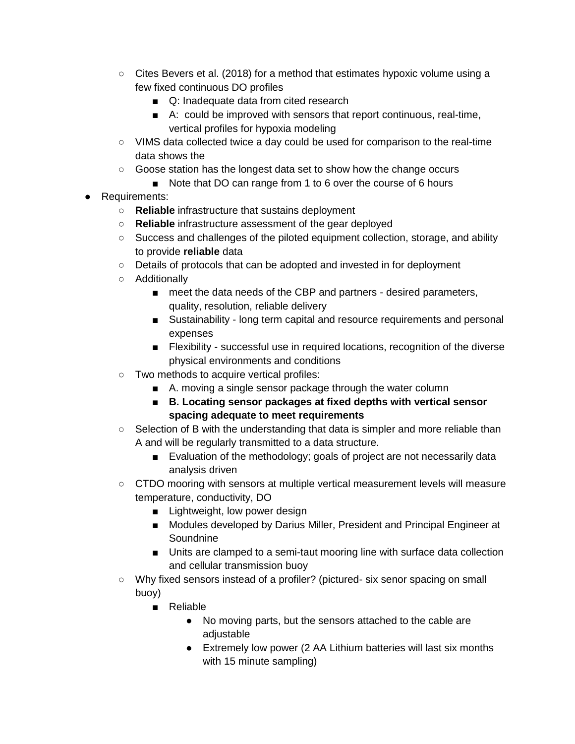- Cites Bevers et al. (2018) for a method that estimates hypoxic volume using a few fixed continuous DO profiles
    - Q: Inadequate data from cited research
    - A:  could be improved with sensors that report continuous, real-time, vertical profiles for hypoxia modeling
- VIMS data collected twice a day could be used for comparison to the real-time data shows the
- Goose station has the longest data set to show how the change occurs
    - Note that DO can range from 1 to 6 over the course of 6 hours

- Requirements:
    - **Reliable** infrastructure that sustains deployment
    - **Reliable** infrastructure assessment of the gear deployed
    - Success and challenges of the piloted equipment collection, storage, and ability to provide **reliable** data
    - Details of protocols that can be adopted and invested in for deployment
    - Additionally
        - meet the data needs of the CBP and partners - desired parameters, quality, resolution, reliable delivery
        - Sustainability - long term capital and resource requirements and personal expenses
        - Flexibility - successful use in required locations, recognition of the diverse physical environments and conditions
    - Two methods to acquire vertical profiles:
        - A. moving a single sensor package through the water column
        - **B. Locating sensor packages at fixed depths with vertical sensor spacing adequate to meet requirements**
    - Selection of B with the understanding that data is simpler and more reliable than A and will be regularly transmitted to a data structure.
        - Evaluation of the methodology; goals of project are not necessarily data analysis driven
    - CTDO mooring with sensors at multiple vertical measurement levels will measure temperature, conductivity, DO
        - Lightweight, low power design
        - Modules developed by Darius Miller, President and Principal Engineer at Soundnine
        - Units are clamped to a semi-taut mooring line with surface data collection and cellular transmission buoy
    - Why fixed sensors instead of a profiler? (pictured- six senor spacing on small buoy)
        - Reliable
            - No moving parts, but the sensors attached to the cable are adjustable
            - Extremely low power (2 AA Lithium batteries will last six months with 15 minute sampling)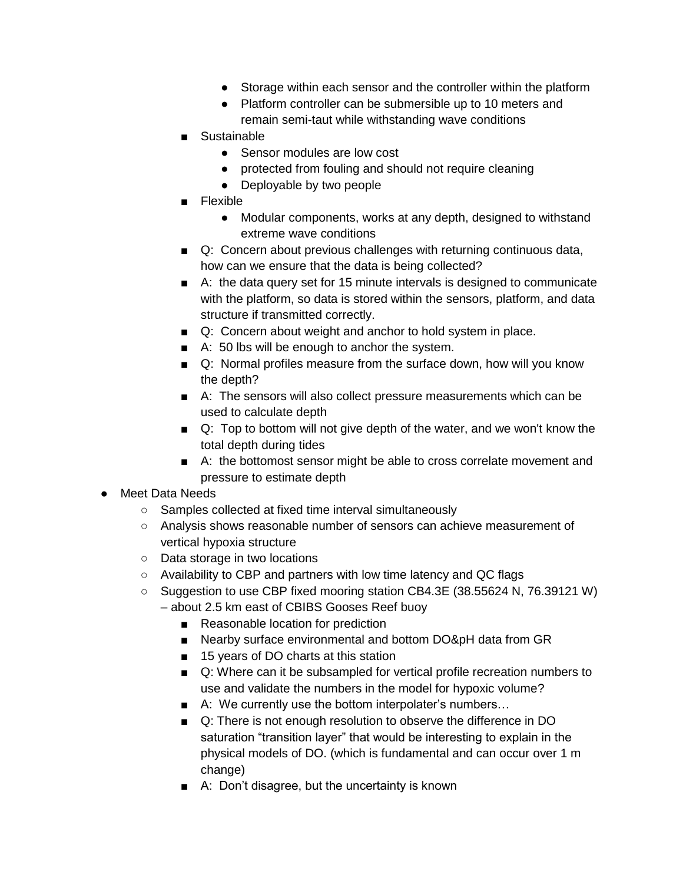- Storage within each sensor and the controller within the platform
      - Platform controller can be submersible up to 10 meters and remain semi-taut while withstanding wave conditions
    - Sustainable
      - Sensor modules are low cost
      - protected from fouling and should not require cleaning
      - Deployable by two people
    - Flexible
      - Modular components, works at any depth, designed to withstand extreme wave conditions
    - Q: Concern about previous challenges with returning continuous data, how can we ensure that the data is being collected?
    - A: the data query set for 15 minute intervals is designed to communicate with the platform, so data is stored within the sensors, platform, and data structure if transmitted correctly.
    - Q: Concern about weight and anchor to hold system in place.
    - A: 50 lbs will be enough to anchor the system.
    - Q: Normal profiles measure from the surface down, how will you know the depth?
    - A: The sensors will also collect pressure measurements which can be used to calculate depth
    - Q: Top to bottom will not give depth of the water, and we won't know the total depth during tides
    - A: the bottomost sensor might be able to cross correlate movement and pressure to estimate depth
- Meet Data Needs
  - Samples collected at fixed time interval simultaneously
  - Analysis shows reasonable number of sensors can achieve measurement of vertical hypoxia structure
  - Data storage in two locations
  - Availability to CBP and partners with low time latency and QC flags
  - Suggestion to use CBP fixed mooring station CB4.3E (38.55624 N, 76.39121 W) – about 2.5 km east of CBIBS Gooses Reef buoy
    - Reasonable location for prediction
    - Nearby surface environmental and bottom DO&pH data from GR
    - 15 years of DO charts at this station
    - Q: Where can it be subsampled for vertical profile recreation numbers to use and validate the numbers in the model for hypoxic volume?
    - A: We currently use the bottom interpolater's numbers…
    - Q: There is not enough resolution to observe the difference in DO saturation "transition layer" that would be interesting to explain in the physical models of DO. (which is fundamental and can occur over 1 m change)
    - A: Don't disagree, but the uncertainty is known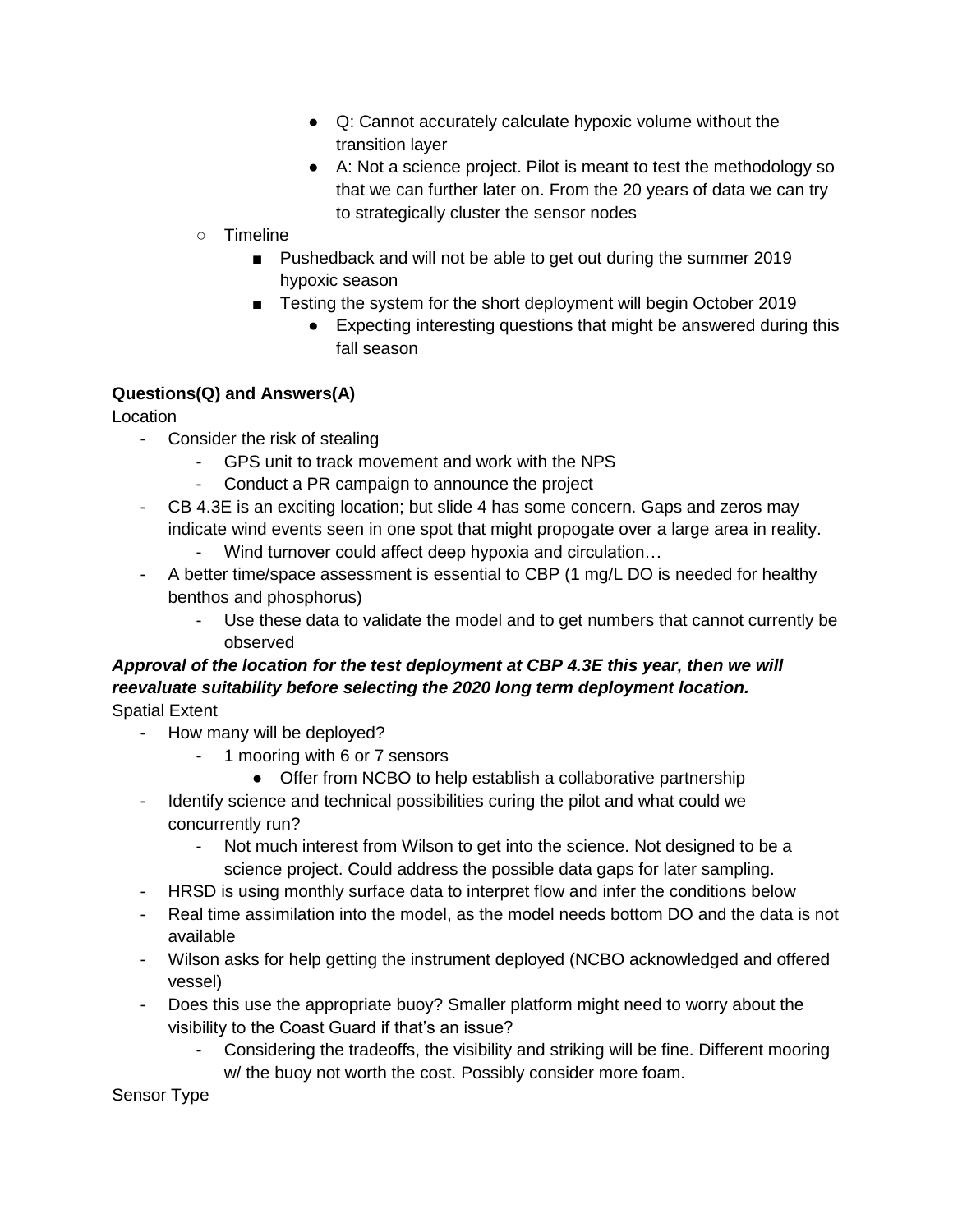- Q: Cannot accurately calculate hypoxic volume without the transition layer
        - A: Not a science project. Pilot is meant to test the methodology so that we can further later on. From the 20 years of data we can try to strategically cluster the sensor nodes
  - Timeline
    - Pushedback and will not be able to get out during the summer 2019 hypoxic season
    - Testing the system for the short deployment will begin October 2019
      - Expecting interesting questions that might be answered during this fall season

**Questions(Q) and Answers(A)**

Location

- Consider the risk of stealing
  - GPS unit to track movement and work with the NPS
  - Conduct a PR campaign to announce the project
- CB 4.3E is an exciting location; but slide 4 has some concern. Gaps and zeros may indicate wind events seen in one spot that might propogate over a large area in reality.
  - Wind turnover could affect deep hypoxia and circulation…
- A better time/space assessment is essential to CBP (1 mg/L DO is needed for healthy benthos and phosphorus)
  - Use these data to validate the model and to get numbers that cannot currently be observed

***Approval of the location for the test deployment at CBP 4.3E this year, then we will reevaluate suitability before selecting the 2020 long term deployment location.***

Spatial Extent

- How many will be deployed?
  - 1 mooring with 6 or 7 sensors
    - Offer from NCBO to help establish a collaborative partnership
- Identify science and technical possibilities curing the pilot and what could we concurrently run?
  - Not much interest from Wilson to get into the science. Not designed to be a science project. Could address the possible data gaps for later sampling.
- HRSD is using monthly surface data to interpret flow and infer the conditions below
- Real time assimilation into the model, as the model needs bottom DO and the data is not available
- Wilson asks for help getting the instrument deployed (NCBO acknowledged and offered vessel)
- Does this use the appropriate buoy? Smaller platform might need to worry about the visibility to the Coast Guard if that's an issue?
  - Considering the tradeoffs, the visibility and striking will be fine. Different mooring w/ the buoy not worth the cost. Possibly consider more foam.

Sensor Type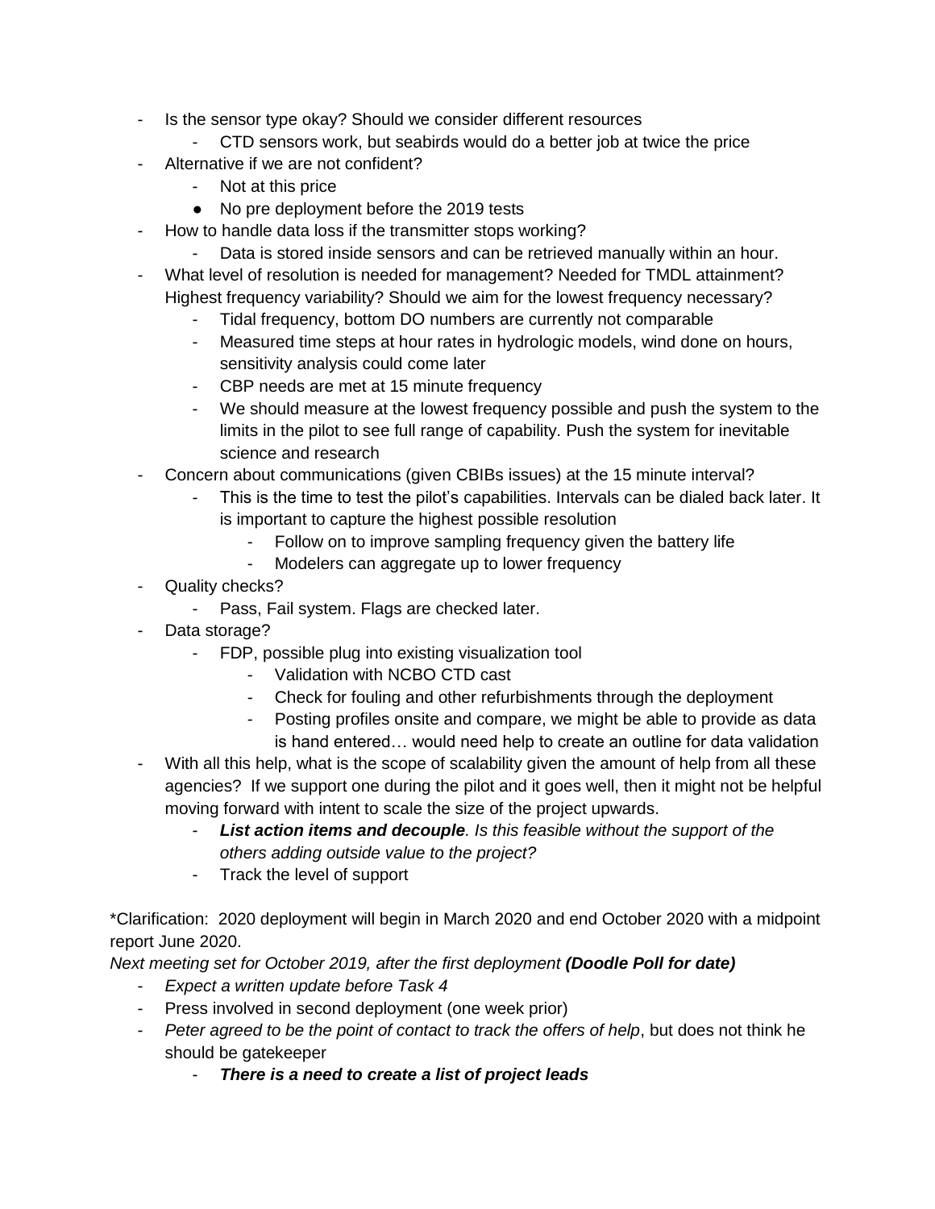- Is the sensor type okay? Should we consider different resources
    - CTD sensors work, but seabirds would do a better job at twice the price
- Alternative if we are not confident?
    - Not at this price
    - No pre deployment before the 2019 tests
- How to handle data loss if the transmitter stops working?
    - Data is stored inside sensors and can be retrieved manually within an hour.
- What level of resolution is needed for management? Needed for TMDL attainment? Highest frequency variability? Should we aim for the lowest frequency necessary?
    - Tidal frequency, bottom DO numbers are currently not comparable
    - Measured time steps at hour rates in hydrologic models, wind done on hours, sensitivity analysis could come later
    - CBP needs are met at 15 minute frequency
    - We should measure at the lowest frequency possible and push the system to the limits in the pilot to see full range of capability. Push the system for inevitable science and research
- Concern about communications (given CBIBs issues) at the 15 minute interval?
    - This is the time to test the pilot's capabilities. Intervals can be dialed back later. It is important to capture the highest possible resolution
        - Follow on to improve sampling frequency given the battery life
        - Modelers can aggregate up to lower frequency
- Quality checks?
    - Pass, Fail system. Flags are checked later.
- Data storage?
    - FDP, possible plug into existing visualization tool
        - Validation with NCBO CTD cast
        - Check for fouling and other refurbishments through the deployment
        - Posting profiles onsite and compare, we might be able to provide as data is hand entered… would need help to create an outline for data validation
- With all this help, what is the scope of scalability given the amount of help from all these agencies? If we support one during the pilot and it goes well, then it might not be helpful moving forward with intent to scale the size of the project upwards.
    - ***List action items and decouple****. Is this feasible without the support of the others adding outside value to the project?*
    - Track the level of support

*Clarification: 2020 deployment will begin in March 2020 and end October 2020 with a midpoint report June 2020.

*Next meeting set for October 2019, after the first deployment* ***(Doodle Poll for date)***

- *Expect a written update before Task 4*
- Press involved in second deployment (one week prior)
- *Peter agreed to be the point of contact to track the offers of help*, but does not think he should be gatekeeper
    - ***There is a need to create a list of project leads***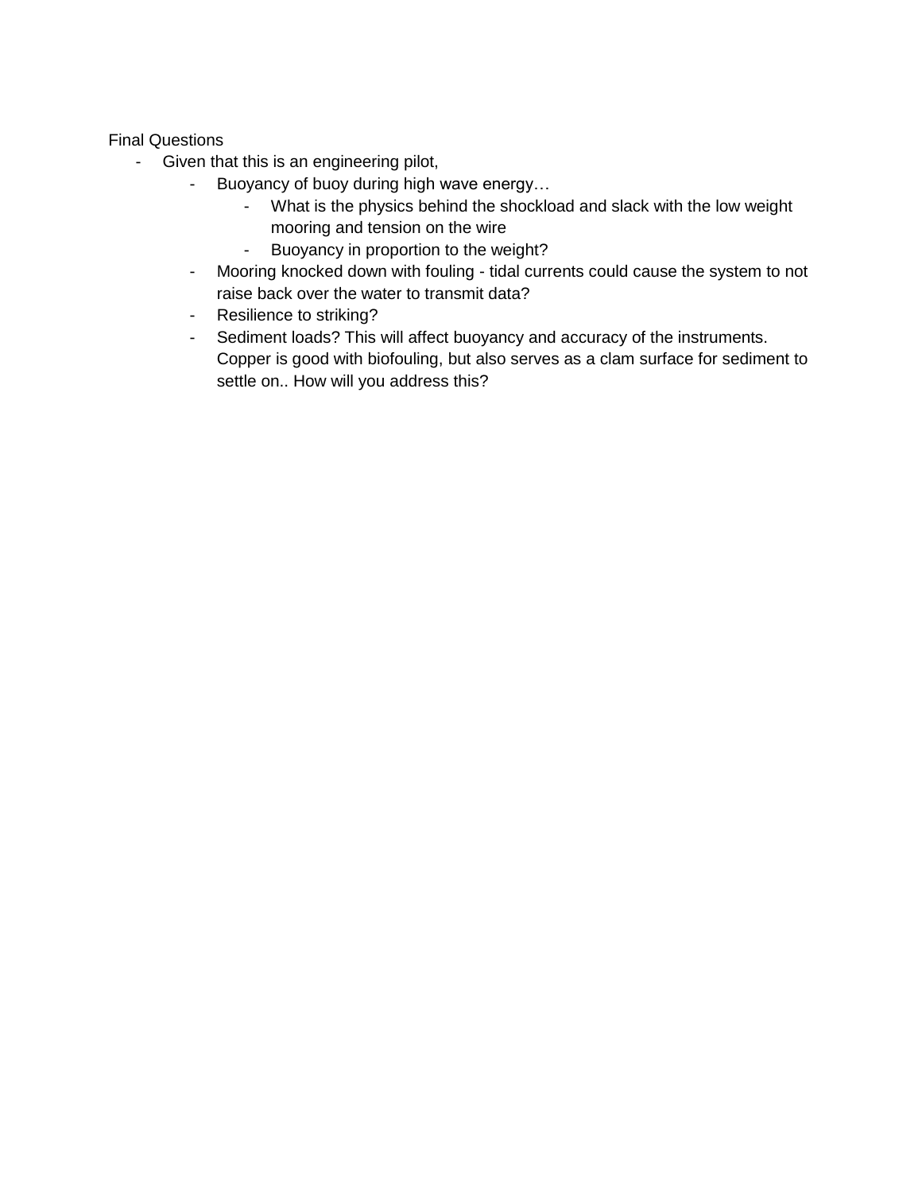Final Questions

- Given that this is an engineering pilot,
    - Buoyancy of buoy during high wave energy…
        - What is the physics behind the shockload and slack with the low weight mooring and tension on the wire
        - Buoyancy in proportion to the weight?
    - Mooring knocked down with fouling - tidal currents could cause the system to not raise back over the water to transmit data?
    - Resilience to striking?
    - Sediment loads? This will affect buoyancy and accuracy of the instruments. Copper is good with biofouling, but also serves as a clam surface for sediment to settle on.. How will you address this?